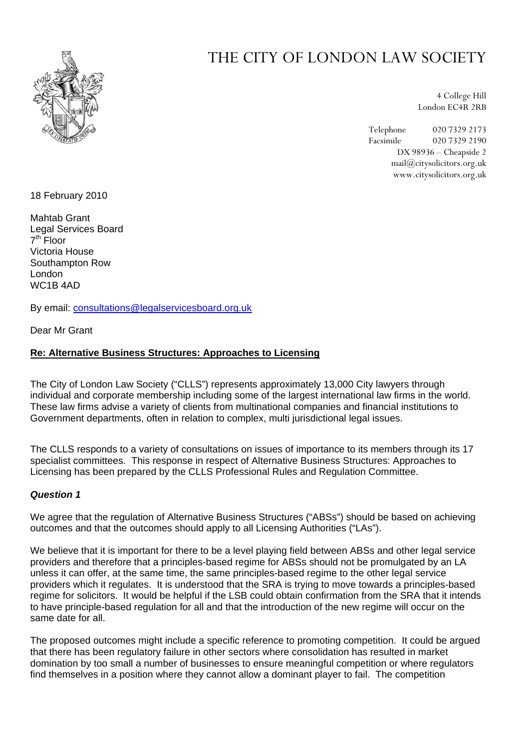# THE CITY OF LONDON LAW SOCIETY

4 College Hill
London EC4R 2RB

Telephone 020 7329 2173
Facsimile 020 7329 2190
DX 98936 – Cheapside 2
mail@citysolicitors.org.uk
www.citysolicitors.org.uk

18 February 2010

Mahtab Grant
Legal Services Board
7th Floor
Victoria House
Southampton Row
London
WC1B 4AD

By email: consultations@legalservicesboard.org.uk

Dear Mr Grant

**Re: Alternative Business Structures: Approaches to Licensing**

The City of London Law Society ("CLLS") represents approximately 13,000 City lawyers through individual and corporate membership including some of the largest international law firms in the world. These law firms advise a variety of clients from multinational companies and financial institutions to Government departments, often in relation to complex, multi jurisdictional legal issues.

The CLLS responds to a variety of consultations on issues of importance to its members through its 17 specialist committees. This response in respect of Alternative Business Structures: Approaches to Licensing has been prepared by the CLLS Professional Rules and Regulation Committee.

***Question 1***

We agree that the regulation of Alternative Business Structures ("ABSs") should be based on achieving outcomes and that the outcomes should apply to all Licensing Authorities ("LAs").

We believe that it is important for there to be a level playing field between ABSs and other legal service providers and therefore that a principles-based regime for ABSs should not be promulgated by an LA unless it can offer, at the same time, the same principles-based regime to the other legal service providers which it regulates. It is understood that the SRA is trying to move towards a principles-based regime for solicitors. It would be helpful if the LSB could obtain confirmation from the SRA that it intends to have principle-based regulation for all and that the introduction of the new regime will occur on the same date for all.

The proposed outcomes might include a specific reference to promoting competition. It could be argued that there has been regulatory failure in other sectors where consolidation has resulted in market domination by too small a number of businesses to ensure meaningful competition or where regulators find themselves in a position where they cannot allow a dominant player to fail. The competition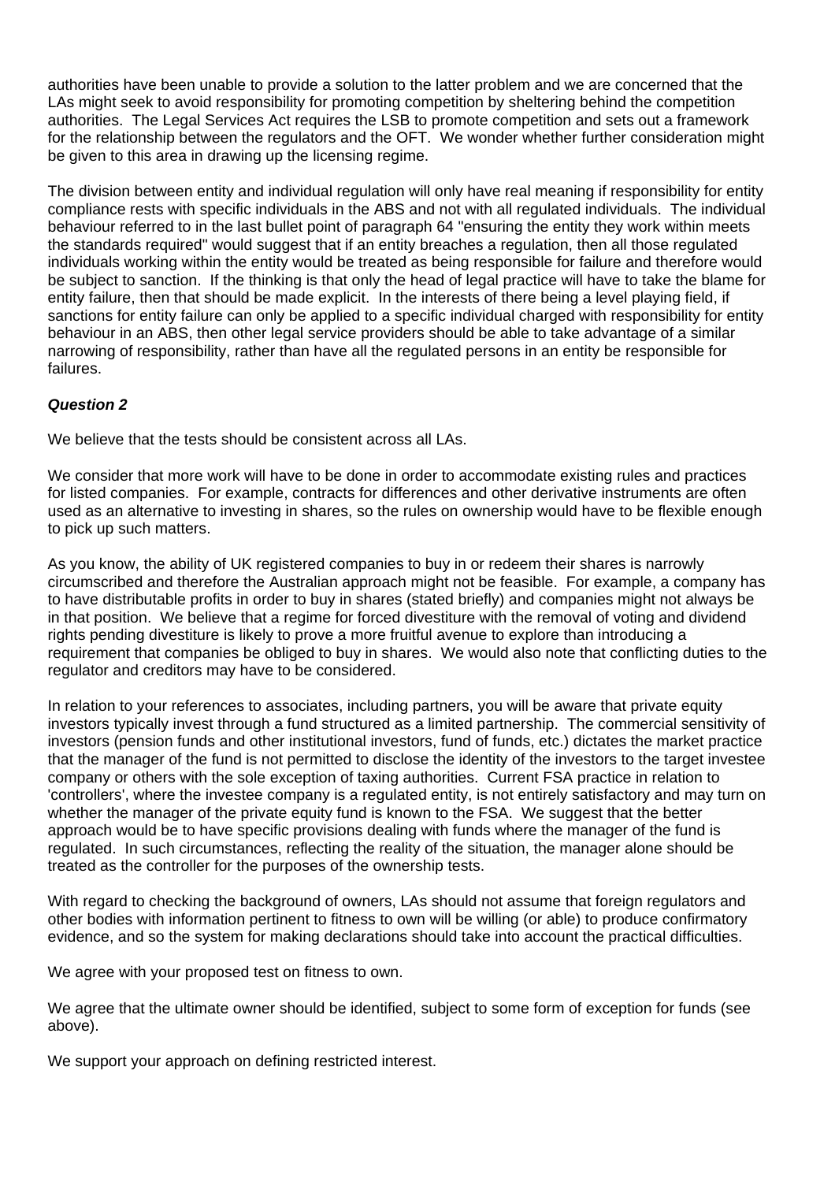authorities have been unable to provide a solution to the latter problem and we are concerned that the LAs might seek to avoid responsibility for promoting competition by sheltering behind the competition authorities. The Legal Services Act requires the LSB to promote competition and sets out a framework for the relationship between the regulators and the OFT. We wonder whether further consideration might be given to this area in drawing up the licensing regime.

The division between entity and individual regulation will only have real meaning if responsibility for entity compliance rests with specific individuals in the ABS and not with all regulated individuals. The individual behaviour referred to in the last bullet point of paragraph 64 "ensuring the entity they work within meets the standards required" would suggest that if an entity breaches a regulation, then all those regulated individuals working within the entity would be treated as being responsible for failure and therefore would be subject to sanction. If the thinking is that only the head of legal practice will have to take the blame for entity failure, then that should be made explicit. In the interests of there being a level playing field, if sanctions for entity failure can only be applied to a specific individual charged with responsibility for entity behaviour in an ABS, then other legal service providers should be able to take advantage of a similar narrowing of responsibility, rather than have all the regulated persons in an entity be responsible for failures.

***Question 2***

We believe that the tests should be consistent across all LAs.

We consider that more work will have to be done in order to accommodate existing rules and practices for listed companies. For example, contracts for differences and other derivative instruments are often used as an alternative to investing in shares, so the rules on ownership would have to be flexible enough to pick up such matters.

As you know, the ability of UK registered companies to buy in or redeem their shares is narrowly circumscribed and therefore the Australian approach might not be feasible. For example, a company has to have distributable profits in order to buy in shares (stated briefly) and companies might not always be in that position. We believe that a regime for forced divestiture with the removal of voting and dividend rights pending divestiture is likely to prove a more fruitful avenue to explore than introducing a requirement that companies be obliged to buy in shares. We would also note that conflicting duties to the regulator and creditors may have to be considered.

In relation to your references to associates, including partners, you will be aware that private equity investors typically invest through a fund structured as a limited partnership. The commercial sensitivity of investors (pension funds and other institutional investors, fund of funds, etc.) dictates the market practice that the manager of the fund is not permitted to disclose the identity of the investors to the target investee company or others with the sole exception of taxing authorities. Current FSA practice in relation to 'controllers', where the investee company is a regulated entity, is not entirely satisfactory and may turn on whether the manager of the private equity fund is known to the FSA. We suggest that the better approach would be to have specific provisions dealing with funds where the manager of the fund is regulated. In such circumstances, reflecting the reality of the situation, the manager alone should be treated as the controller for the purposes of the ownership tests.

With regard to checking the background of owners, LAs should not assume that foreign regulators and other bodies with information pertinent to fitness to own will be willing (or able) to produce confirmatory evidence, and so the system for making declarations should take into account the practical difficulties.

We agree with your proposed test on fitness to own.

We agree that the ultimate owner should be identified, subject to some form of exception for funds (see above).

We support your approach on defining restricted interest.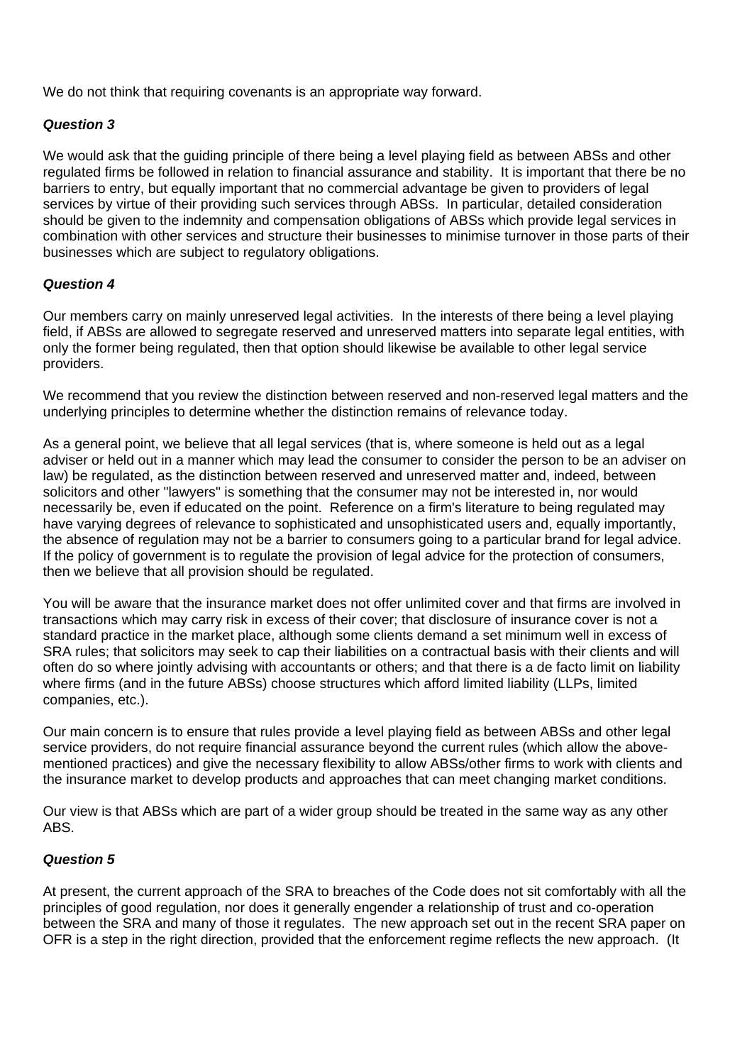We do not think that requiring covenants is an appropriate way forward.

***Question 3***

We would ask that the guiding principle of there being a level playing field as between ABSs and other regulated firms be followed in relation to financial assurance and stability. It is important that there be no barriers to entry, but equally important that no commercial advantage be given to providers of legal services by virtue of their providing such services through ABSs. In particular, detailed consideration should be given to the indemnity and compensation obligations of ABSs which provide legal services in combination with other services and structure their businesses to minimise turnover in those parts of their businesses which are subject to regulatory obligations.

***Question 4***

Our members carry on mainly unreserved legal activities. In the interests of there being a level playing field, if ABSs are allowed to segregate reserved and unreserved matters into separate legal entities, with only the former being regulated, then that option should likewise be available to other legal service providers.

We recommend that you review the distinction between reserved and non-reserved legal matters and the underlying principles to determine whether the distinction remains of relevance today.

As a general point, we believe that all legal services (that is, where someone is held out as a legal adviser or held out in a manner which may lead the consumer to consider the person to be an adviser on law) be regulated, as the distinction between reserved and unreserved matter and, indeed, between solicitors and other "lawyers" is something that the consumer may not be interested in, nor would necessarily be, even if educated on the point. Reference on a firm's literature to being regulated may have varying degrees of relevance to sophisticated and unsophisticated users and, equally importantly, the absence of regulation may not be a barrier to consumers going to a particular brand for legal advice. If the policy of government is to regulate the provision of legal advice for the protection of consumers, then we believe that all provision should be regulated.

You will be aware that the insurance market does not offer unlimited cover and that firms are involved in transactions which may carry risk in excess of their cover; that disclosure of insurance cover is not a standard practice in the market place, although some clients demand a set minimum well in excess of SRA rules; that solicitors may seek to cap their liabilities on a contractual basis with their clients and will often do so where jointly advising with accountants or others; and that there is a de facto limit on liability where firms (and in the future ABSs) choose structures which afford limited liability (LLPs, limited companies, etc.).

Our main concern is to ensure that rules provide a level playing field as between ABSs and other legal service providers, do not require financial assurance beyond the current rules (which allow the above-mentioned practices) and give the necessary flexibility to allow ABSs/other firms to work with clients and the insurance market to develop products and approaches that can meet changing market conditions.

Our view is that ABSs which are part of a wider group should be treated in the same way as any other ABS.

***Question 5***

At present, the current approach of the SRA to breaches of the Code does not sit comfortably with all the principles of good regulation, nor does it generally engender a relationship of trust and co-operation between the SRA and many of those it regulates. The new approach set out in the recent SRA paper on OFR is a step in the right direction, provided that the enforcement regime reflects the new approach. (It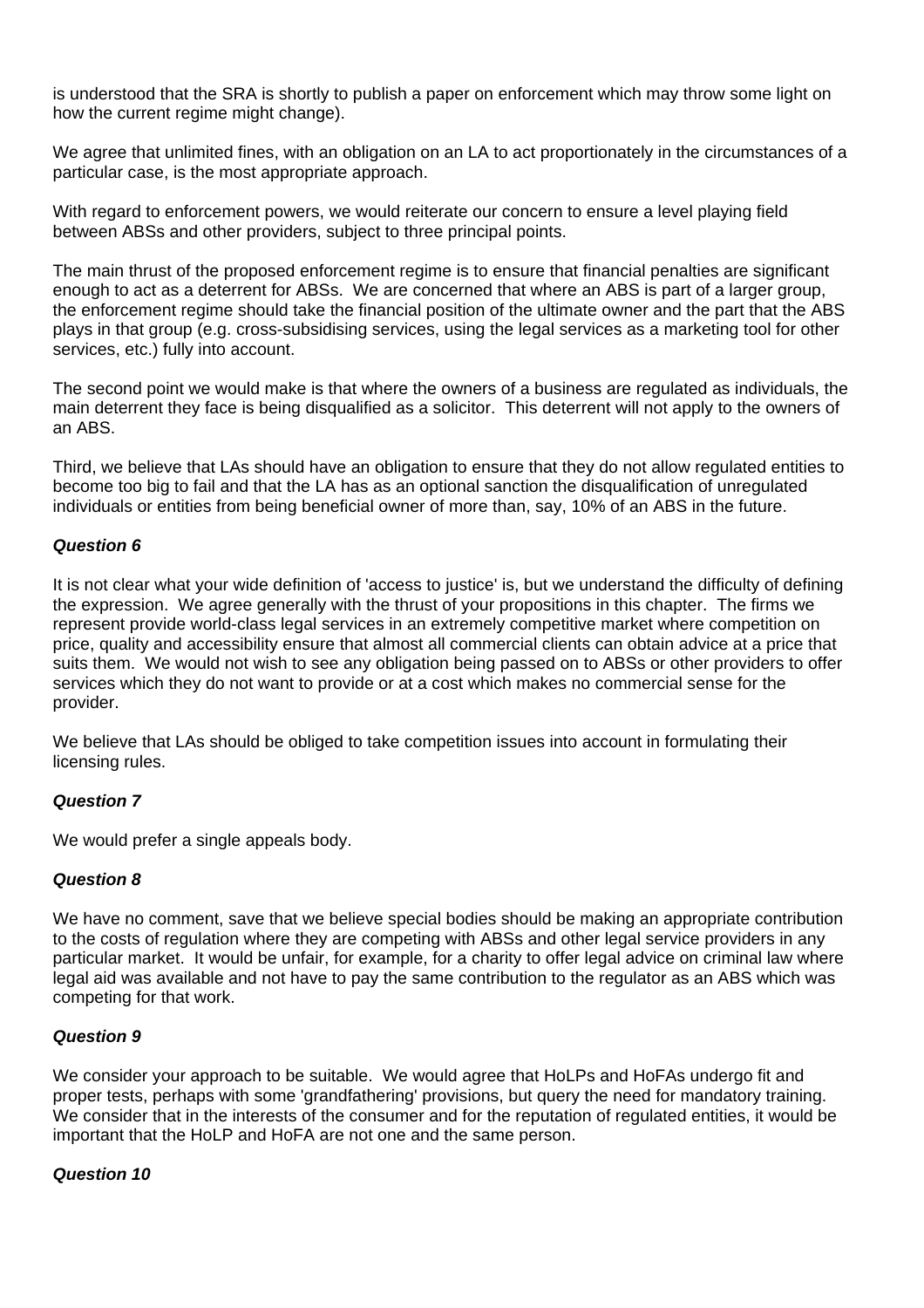is understood that the SRA is shortly to publish a paper on enforcement which may throw some light on how the current regime might change).

We agree that unlimited fines, with an obligation on an LA to act proportionately in the circumstances of a particular case, is the most appropriate approach.

With regard to enforcement powers, we would reiterate our concern to ensure a level playing field between ABSs and other providers, subject to three principal points.

The main thrust of the proposed enforcement regime is to ensure that financial penalties are significant enough to act as a deterrent for ABSs. We are concerned that where an ABS is part of a larger group, the enforcement regime should take the financial position of the ultimate owner and the part that the ABS plays in that group (e.g. cross-subsidising services, using the legal services as a marketing tool for other services, etc.) fully into account.

The second point we would make is that where the owners of a business are regulated as individuals, the main deterrent they face is being disqualified as a solicitor. This deterrent will not apply to the owners of an ABS.

Third, we believe that LAs should have an obligation to ensure that they do not allow regulated entities to become too big to fail and that the LA has as an optional sanction the disqualification of unregulated individuals or entities from being beneficial owner of more than, say, 10% of an ABS in the future.

***Question 6***

It is not clear what your wide definition of 'access to justice' is, but we understand the difficulty of defining the expression. We agree generally with the thrust of your propositions in this chapter. The firms we represent provide world-class legal services in an extremely competitive market where competition on price, quality and accessibility ensure that almost all commercial clients can obtain advice at a price that suits them. We would not wish to see any obligation being passed on to ABSs or other providers to offer services which they do not want to provide or at a cost which makes no commercial sense for the provider.

We believe that LAs should be obliged to take competition issues into account in formulating their licensing rules.

***Question 7***

We would prefer a single appeals body.

***Question 8***

We have no comment, save that we believe special bodies should be making an appropriate contribution to the costs of regulation where they are competing with ABSs and other legal service providers in any particular market. It would be unfair, for example, for a charity to offer legal advice on criminal law where legal aid was available and not have to pay the same contribution to the regulator as an ABS which was competing for that work.

***Question 9***

We consider your approach to be suitable. We would agree that HoLPs and HoFAs undergo fit and proper tests, perhaps with some 'grandfathering' provisions, but query the need for mandatory training. We consider that in the interests of the consumer and for the reputation of regulated entities, it would be important that the HoLP and HoFA are not one and the same person.

***Question 10***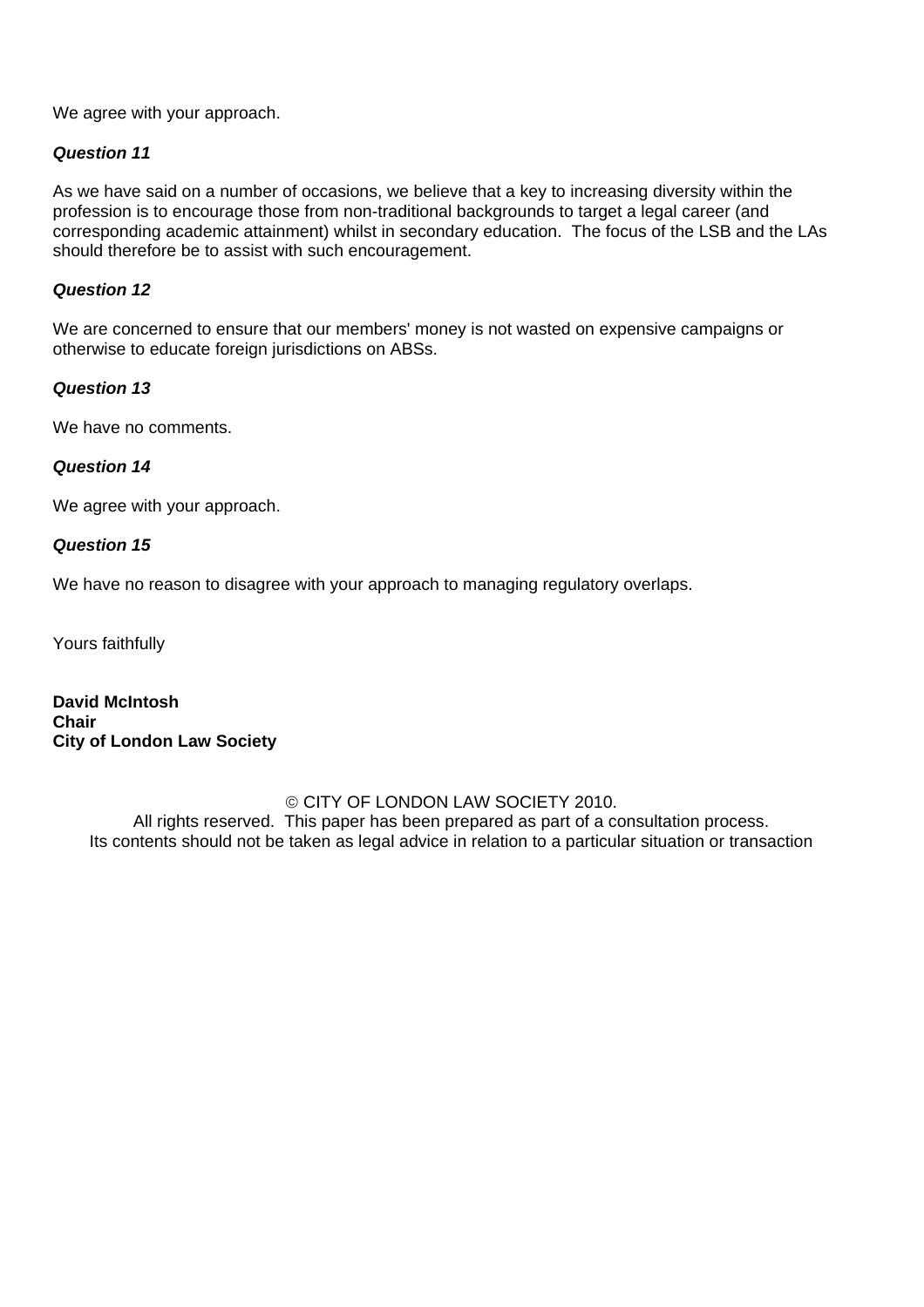We agree with your approach.

***Question 11***

As we have said on a number of occasions, we believe that a key to increasing diversity within the profession is to encourage those from non-traditional backgrounds to target a legal career (and corresponding academic attainment) whilst in secondary education.  The focus of the LSB and the LAs should therefore be to assist with such encouragement.

***Question 12***

We are concerned to ensure that our members' money is not wasted on expensive campaigns or otherwise to educate foreign jurisdictions on ABSs.

***Question 13***

We have no comments.

***Question 14***

We agree with your approach.

***Question 15***

We have no reason to disagree with your approach to managing regulatory overlaps.

Yours faithfully

**David McIntosh**
**Chair**
**City of London Law Society**

© CITY OF LONDON LAW SOCIETY 2010.
All rights reserved.  This paper has been prepared as part of a consultation process.
Its contents should not be taken as legal advice in relation to a particular situation or transaction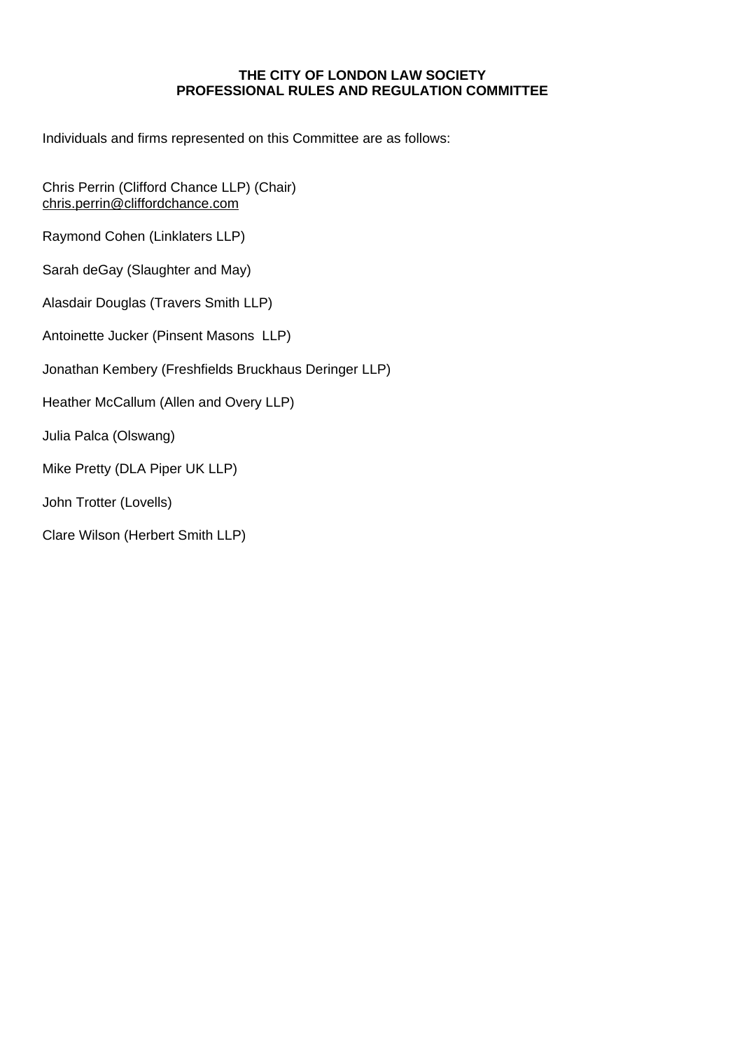**THE CITY OF LONDON LAW SOCIETY**
**PROFESSIONAL RULES AND REGULATION COMMITTEE**

Individuals and firms represented on this Committee are as follows:

Chris Perrin (Clifford Chance LLP) (Chair)
chris.perrin@cliffordchance.com

Raymond Cohen (Linklaters LLP)

Sarah deGay (Slaughter and May)

Alasdair Douglas (Travers Smith LLP)

Antoinette Jucker (Pinsent Masons LLP)

Jonathan Kembery (Freshfields Bruckhaus Deringer LLP)

Heather McCallum (Allen and Overy LLP)

Julia Palca (Olswang)

Mike Pretty (DLA Piper UK LLP)

John Trotter (Lovells)

Clare Wilson (Herbert Smith LLP)